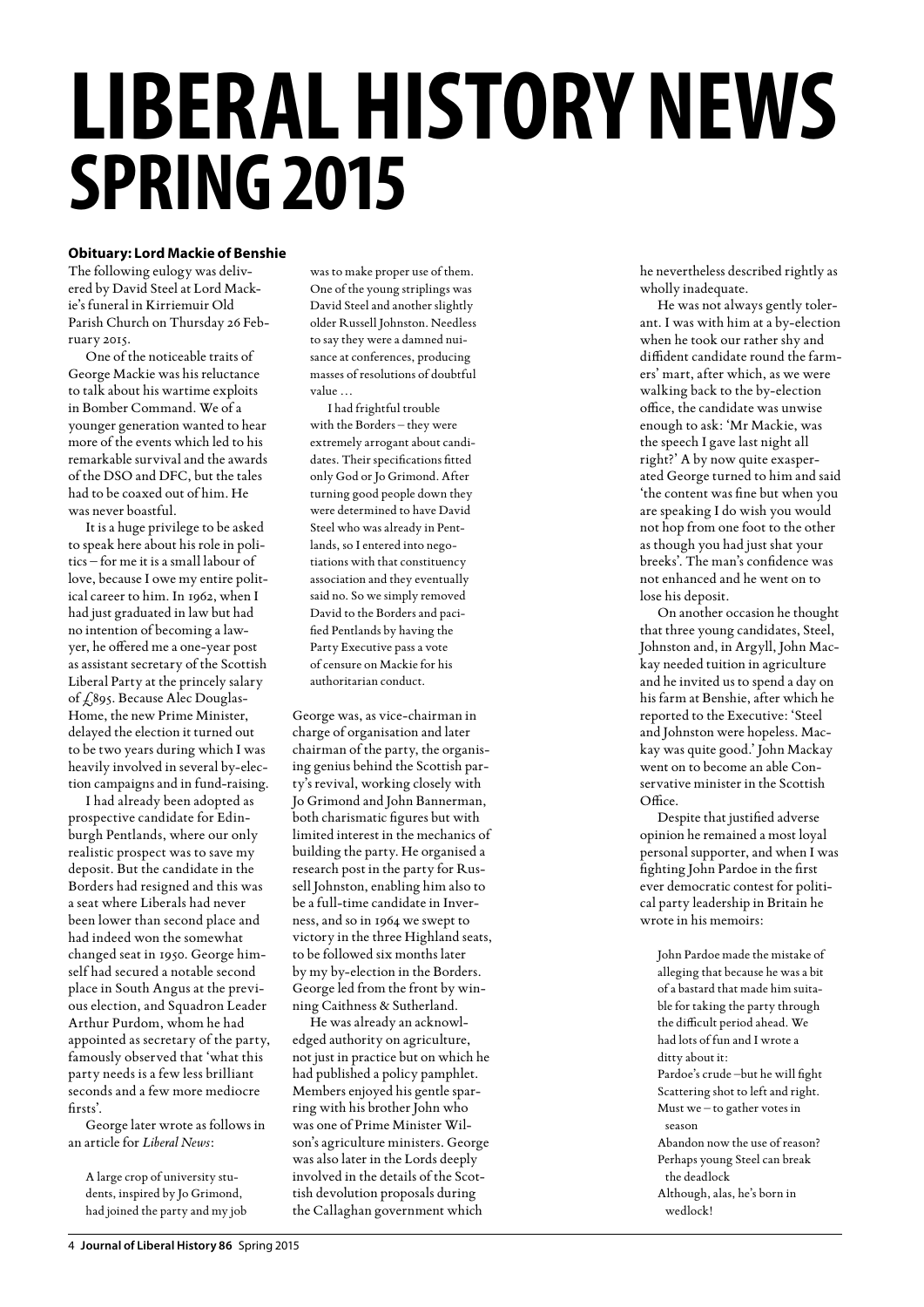# LIBERAL HISTORY NEWS SPRING 2015

### Obituary: Lord Mackie of Benshie

The following eulogy was delivered by David Steel at Lord Mackie's funeral in Kirriemuir Old Parish Church on Thursday 26 February 2015.

One of the noticeable traits of George Mackie was his reluctance to talk about his wartime exploits in Bomber Command. We of a younger generation wanted to hear more of the events which led to his remarkable survival and the awards of the DSO and DFC, but the tales had to be coaxed out of him. He was never boastful.

It is a huge privilege to be asked to speak here about his role in politics – for me it is a small labour of love, because I owe my entire political career to him. In 1962, when I had just graduated in law but had no intention of becoming a lawyer, he offered me a one-year post as assistant secretary of the Scottish Liberal Party at the princely salary of £895. Because Alec Douglas-Home, the new Prime Minister, delayed the election it turned out to be two years during which I was heavily involved in several by-election campaigns and in fund-raising.

I had already been adopted as prospective candidate for Edinburgh Pentlands, where our only realistic prospect was to save my deposit. But the candidate in the Borders had resigned and this was a seat where Liberals had never been lower than second place and had indeed won the somewhat changed seat in 1950. George himself had secured a notable second place in South Angus at the previous election, and Squadron Leader Arthur Purdom, whom he had appointed as secretary of the party, famously observed that 'what this party needs is a few less brilliant seconds and a few more mediocre firsts'.

George later wrote as follows in an article for *Liberal News*:

> A large crop of university students, inspired by Jo Grimond, had joined the party and my job was to make proper use of them. One of the young striplings was David Steel and another slightly older Russell Johnston. Needless to say they were a damned nuisance at conferences, producing masses of resolutions of doubtful value …
>
> I had frightful trouble with the Borders – they were extremely arrogant about candidates. Their specifications fitted only God or Jo Grimond. After turning good people down they were determined to have David Steel who was already in Pentlands, so I entered into negotiations with that constituency association and they eventually said no. So we simply removed David to the Borders and pacified Pentlands by having the Party Executive pass a vote of censure on Mackie for his authoritarian conduct.

George was, as vice-chairman in charge of organisation and later chairman of the party, the organising genius behind the Scottish party's revival, working closely with Jo Grimond and John Bannerman, both charismatic figures but with limited interest in the mechanics of building the party. He organised a research post in the party for Russell Johnston, enabling him also to be a full-time candidate in Inverness, and so in 1964 we swept to victory in the three Highland seats, to be followed six months later by my by-election in the Borders. George led from the front by winning Caithness & Sutherland.

He was already an acknowledged authority on agriculture, not just in practice but on which he had published a policy pamphlet. Members enjoyed his gentle sparring with his brother John who was one of Prime Minister Wilson's agriculture ministers. George was also later in the Lords deeply involved in the details of the Scottish devolution proposals during the Callaghan government which he nevertheless described rightly as wholly inadequate.

He was not always gently tolerant. I was with him at a by-election when he took our rather shy and diffident candidate round the farmers' mart, after which, as we were walking back to the by-election office, the candidate was unwise enough to ask: 'Mr Mackie, was the speech I gave last night all right?' A by now quite exasperated George turned to him and said 'the content was fine but when you are speaking I do wish you would not hop from one foot to the other as though you had just shat your breeks'. The man's confidence was not enhanced and he went on to lose his deposit.

On another occasion he thought that three young candidates, Steel, Johnston and, in Argyll, John Mackay needed tuition in agriculture and he invited us to spend a day on his farm at Benshie, after which he reported to the Executive: 'Steel and Johnston were hopeless. Mackay was quite good.' John Mackay went on to become an able Conservative minister in the Scottish Office.

Despite that justified adverse opinion he remained a most loyal personal supporter, and when I was fighting John Pardoe in the first ever democratic contest for political party leadership in Britain he wrote in his memoirs:

> John Pardoe made the mistake of alleging that because he was a bit of a bastard that made him suitable for taking the party through the difficult period ahead. We had lots of fun and I wrote a ditty about it:
>
> Pardoe's crude –but he will fight  
> Scattering shot to left and right.  
> Must we – to gather votes in season  
> Abandon now the use of reason?  
> Perhaps young Steel can break the deadlock  
> Although, alas, he's born in wedlock!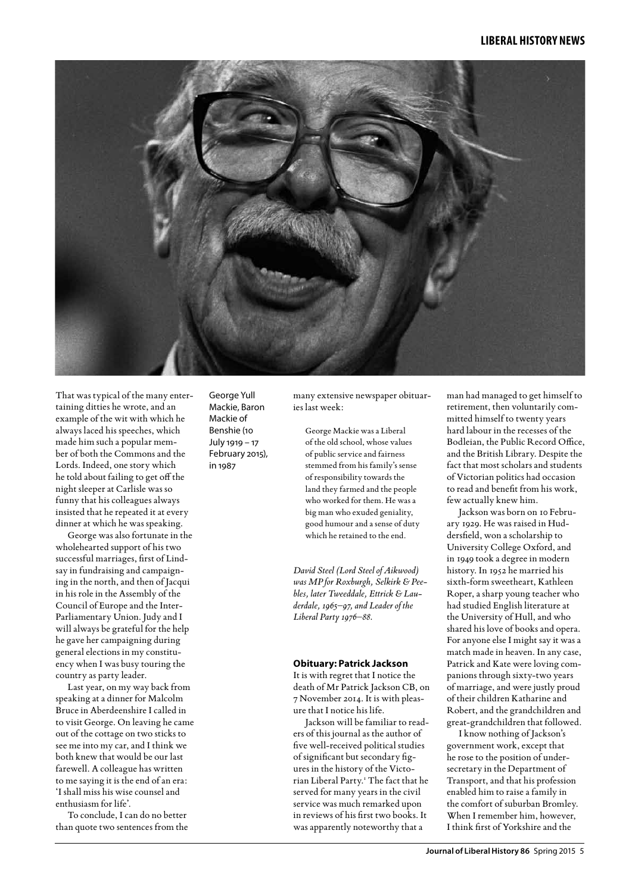That was typical of the many entertaining ditties he wrote, and an example of the wit with which he always laced his speeches, which made him such a popular member of both the Commons and the Lords. Indeed, one story which he told about failing to get off the night sleeper at Carlisle was so funny that his colleagues always insisted that he repeated it at every dinner at which he was speaking.

George was also fortunate in the wholehearted support of his two successful marriages, first of Lindsay in fundraising and campaigning in the north, and then of Jacqui in his role in the Assembly of the Council of Europe and the Inter-Parliamentary Union. Judy and I will always be grateful for the help he gave her campaigning during general elections in my constituency when I was busy touring the country as party leader.

Last year, on my way back from speaking at a dinner for Malcolm Bruce in Aberdeenshire I called in to visit George. On leaving he came out of the cottage on two sticks to see me into my car, and I think we both knew that would be our last farewell. A colleague has written to me saying it is the end of an era: 'I shall miss his wise counsel and enthusiasm for life'.

To conclude, I can do no better than quote two sentences from the many extensive newspaper obituaries last week:

> George Mackie was a Liberal of the old school, whose values of public service and fairness stemmed from his family's sense of responsibility towards the land they farmed and the people who worked for them. He was a big man who exuded geniality, good humour and a sense of duty which he retained to the end.

George Yull Mackie, Baron Mackie of Benshie (10 July 1919 – 17 February 2015), in 1987

*David Steel (Lord Steel of Aikwood) was MP for Roxburgh, Selkirk & Peebles, later Tweeddale, Ettrick & Lauderdale, 1965–97, and Leader of the Liberal Party 1976–88.*

### Obituary: Patrick Jackson

It is with regret that I notice the death of Mr Patrick Jackson CB, on 7 November 2014. It is with pleasure that I notice his life.

Jackson will be familiar to readers of this journal as the author of five well-received political studies of significant but secondary figures in the history of the Victorian Liberal Party.[1] The fact that he served for many years in the civil service was much remarked upon in reviews of his first two books. It was apparently noteworthy that a man had managed to get himself to retirement, then voluntarily committed himself to twenty years hard labour in the recesses of the Bodleian, the Public Record Office, and the British Library. Despite the fact that most scholars and students of Victorian politics had occasion to read and benefit from his work, few actually knew him.

Jackson was born on 10 February 1929. He was raised in Huddersfield, won a scholarship to University College Oxford, and in 1949 took a degree in modern history. In 1952 he married his sixth-form sweetheart, Kathleen Roper, a sharp young teacher who had studied English literature at the University of Hull, and who shared his love of books and opera. For anyone else I might say it was a match made in heaven. In any case, Patrick and Kate were loving companions through sixty-two years of marriage, and were justly proud of their children Katharine and Robert, and the grandchildren and great-grandchildren that followed.

I know nothing of Jackson's government work, except that he rose to the position of under-secretary in the Department of Transport, and that his profession enabled him to raise a family in the comfort of suburban Bromley. When I remember him, however, I think first of Yorkshire and the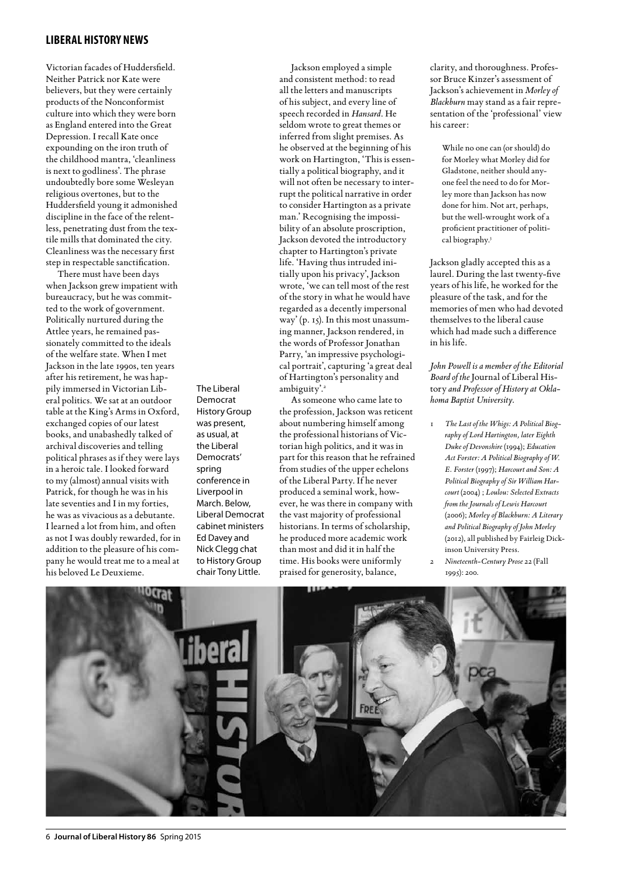Victorian facades of Huddersfield. Neither Patrick nor Kate were believers, but they were certainly products of the Nonconformist culture into which they were born as England entered into the Great Depression. I recall Kate once expounding on the iron truth of the childhood mantra, 'cleanliness is next to godliness'. The phrase undoubtedly bore some Wesleyan religious overtones, but to the Huddersfield young it admonished discipline in the face of the relentless, penetrating dust from the textile mills that dominated the city. Cleanliness was the necessary first step in respectable sanctification.

There must have been days when Jackson grew impatient with bureaucracy, but he was committed to the work of government. Politically nurtured during the Attlee years, he remained passionately committed to the ideals of the welfare state. When I met Jackson in the late 1990s, ten years after his retirement, he was happily immersed in Victorian Liberal politics. We sat at an outdoor table at the King's Arms in Oxford, exchanged copies of our latest books, and unabashedly talked of archival discoveries and telling political phrases as if they were lays in a heroic tale. I looked forward to my (almost) annual visits with Patrick, for though he was in his late seventies and I in my forties, he was as vivacious as a debutante. I learned a lot from him, and often as not I was doubly rewarded, for in addition to the pleasure of his company he would treat me to a meal at his beloved Le Deuxieme.

Jackson employed a simple and consistent method: to read all the letters and manuscripts of his subject, and every line of speech recorded in *Hansard*. He seldom wrote to great themes or inferred from slight premises. As he observed at the beginning of his work on Hartington, 'This is essentially a political biography, and it will not often be necessary to interrupt the political narrative in order to consider Hartington as a private man.' Recognising the impossibility of an absolute proscription, Jackson devoted the introductory chapter to Hartington's private life. 'Having thus intruded initially upon his privacy', Jackson wrote, 'we can tell most of the rest of the story in what he would have regarded as a decently impersonal way' (p. 15). In this most unassuming manner, Jackson rendered, in the words of Professor Jonathan Parry, 'an impressive psychological portrait', capturing 'a great deal of Hartington's personality and ambiguity'.[2]

As someone who came late to the profession, Jackson was reticent about numbering himself among the professional historians of Victorian high politics, and it was in part for this reason that he refrained from studies of the upper echelons of the Liberal Party. If he never produced a seminal work, however, he was there in company with the vast majority of professional historians. In terms of scholarship, he produced more academic work than most and did it in half the time. His books were uniformly praised for generosity, balance, clarity, and thoroughness. Professor Bruce Kinzer's assessment of Jackson's achievement in *Morley of Blackburn* may stand as a fair representation of the 'professional' view his career:

> While no one can (or should) do for Morley what Morley did for Gladstone, neither should anyone feel the need to do for Morley more than Jackson has now done for him. Not art, perhaps, but the well-wrought work of a proficient practitioner of political biography.[3]

Jackson gladly accepted this as a laurel. During the last twenty-five years of his life, he worked for the pleasure of the task, and for the memories of men who had devoted themselves to the liberal cause which had made such a difference in his life.

*John Powell is a member of the Editorial Board of the* Journal of Liberal History *and Professor of History at Oklahoma Baptist University.*

1. *The Last of the Whigs: A Political Biography of Lord Hartington, later Eighth Duke of Devonshire* (1994); *Education Act Forster: A Political Biography of W. E. Forster* (1997); *Harcourt and Son: A Political Biography of Sir William Harcourt* (2004) ; *Loulou: Selected Extracts from the Journals of Lewis Harcourt* (2006); *Morley of Blackburn: A Literary and Political Biography of John Morley* (2012), all published by Fairleig Dickinson University Press.
2. *Nineteenth-Century Prose* 22 (Fall 1995): 200.

The Liberal Democrat History Group was present, as usual, at the Liberal Democrats' spring conference in Liverpool in March. Below, Liberal Democrat cabinet ministers Ed Davey and Nick Clegg chat to History Group chair Tony Little.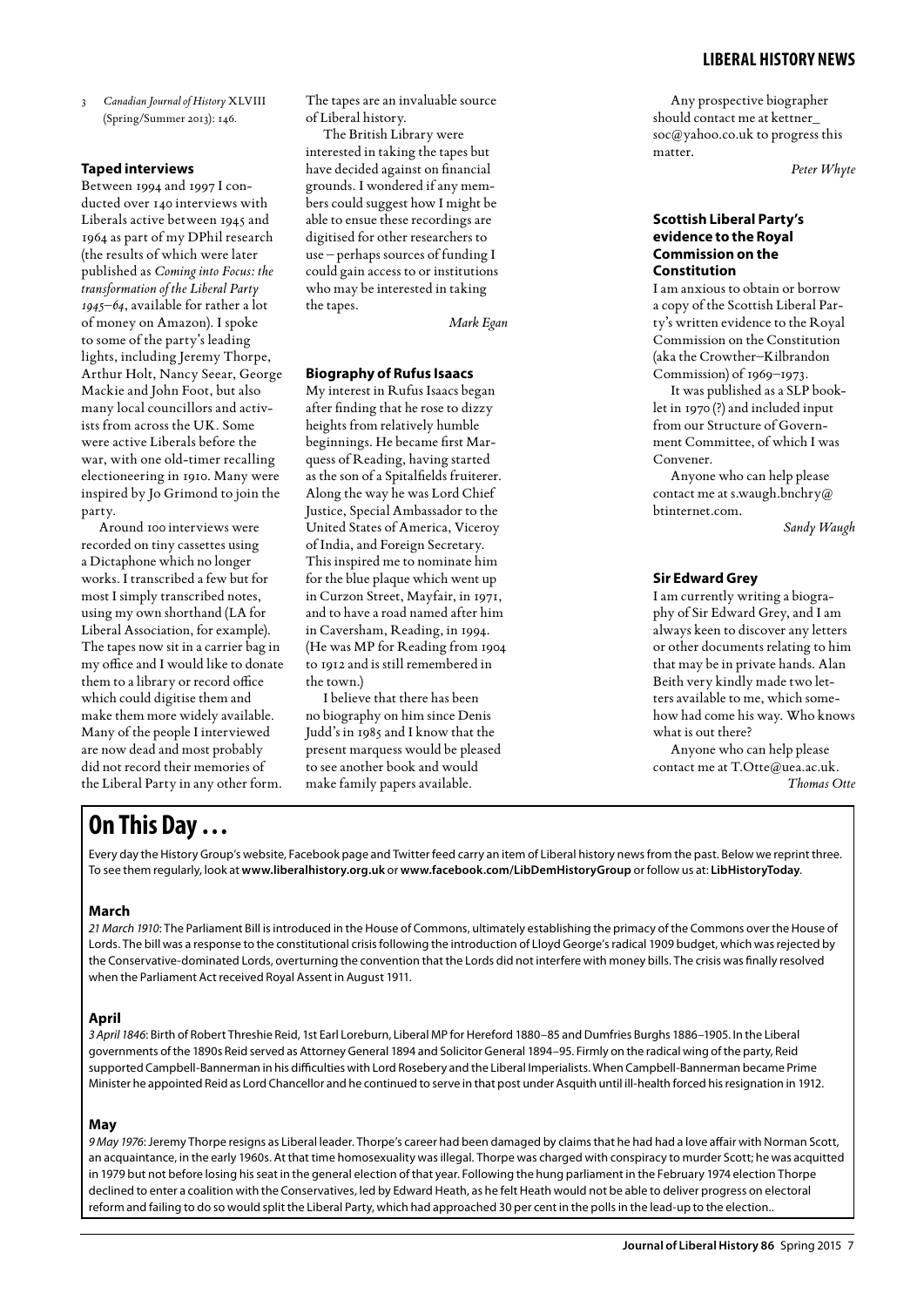3 *Canadian Journal of History* XLVIII (Spring/Summer 2013): 146.

### Taped interviews

Between 1994 and 1997 I conducted over 140 interviews with Liberals active between 1945 and 1964 as part of my DPhil research (the results of which were later published as *Coming into Focus: the transformation of the Liberal Party 1945–64*, available for rather a lot of money on Amazon). I spoke to some of the party's leading lights, including Jeremy Thorpe, Arthur Holt, Nancy Seear, George Mackie and John Foot, but also many local councillors and activists from across the UK. Some were active Liberals before the war, with one old-timer recalling electioneering in 1910. Many were inspired by Jo Grimond to join the party.

Around 100 interviews were recorded on tiny cassettes using a Dictaphone which no longer works. I transcribed a few but for most I simply transcribed notes, using my own shorthand (LA for Liberal Association, for example). The tapes now sit in a carrier bag in my office and I would like to donate them to a library or record office which could digitise them and make them more widely available. Many of the people I interviewed are now dead and most probably did not record their memories of the Liberal Party in any other form. The tapes are an invaluable source of Liberal history.

The British Library were interested in taking the tapes but have decided against on financial grounds. I wondered if any members could suggest how I might be able to ensue these recordings are digitised for other researchers to use – perhaps sources of funding I could gain access to or institutions who may be interested in taking the tapes.

*Mark Egan*

### Biography of Rufus Isaacs

My interest in Rufus Isaacs began after finding that he rose to dizzy heights from relatively humble beginnings. He became first Marquess of Reading, having started as the son of a Spitalfields fruiterer. Along the way he was Lord Chief Justice, Special Ambassador to the United States of America, Viceroy of India, and Foreign Secretary. This inspired me to nominate him for the blue plaque which went up in Curzon Street, Mayfair, in 1971, and to have a road named after him in Caversham, Reading, in 1994. (He was MP for Reading from 1904 to 1912 and is still remembered in the town.)

I believe that there has been no biography on him since Denis Judd's in 1985 and I know that the present marquess would be pleased to see another book and would make family papers available.

Any prospective biographer should contact me at kettner_soc@yahoo.co.uk to progress this matter.

*Peter Whyte*

### Scottish Liberal Party's evidence to the Royal Commission on the Constitution

I am anxious to obtain or borrow a copy of the Scottish Liberal Party's written evidence to the Royal Commission on the Constitution (aka the Crowther–Kilbrandon Commission) of 1969–1973.

It was published as a SLP booklet in 1970 (?) and included input from our Structure of Government Committee, of which I was Convener.

Anyone who can help please contact me at s.waugh.bnchry@btinternet.com.

*Sandy Waugh*

### Sir Edward Grey

I am currently writing a biography of Sir Edward Grey, and I am always keen to discover any letters or other documents relating to him that may be in private hands. Alan Beith very kindly made two letters available to me, which somehow had come his way. Who knows what is out there?

Anyone who can help please contact me at T.Otte@uea.ac.uk.

*Thomas Otte*

## On This Day …

Every day the History Group's website, Facebook page and Twitter feed carry an item of Liberal history news from the past. Below we reprint three. To see them regularly, look at **www.liberalhistory.org.uk** or **www.facebook.com/LibDemHistoryGroup** or follow us at: **LibHistoryToday**.

### March

*21 March 1910*: The Parliament Bill is introduced in the House of Commons, ultimately establishing the primacy of the Commons over the House of Lords. The bill was a response to the constitutional crisis following the introduction of Lloyd George's radical 1909 budget, which was rejected by the Conservative-dominated Lords, overturning the convention that the Lords did not interfere with money bills. The crisis was finally resolved when the Parliament Act received Royal Assent in August 1911.

### April

*3 April 1846*: Birth of Robert Threshie Reid, 1st Earl Loreburn, Liberal MP for Hereford 1880–85 and Dumfries Burghs 1886–1905. In the Liberal governments of the 1890s Reid served as Attorney General 1894 and Solicitor General 1894–95. Firmly on the radical wing of the party, Reid supported Campbell-Bannerman in his difficulties with Lord Rosebery and the Liberal Imperialists. When Campbell-Bannerman became Prime Minister he appointed Reid as Lord Chancellor and he continued to serve in that post under Asquith until ill-health forced his resignation in 1912.

### May

*9 May 1976*: Jeremy Thorpe resigns as Liberal leader. Thorpe's career had been damaged by claims that he had had a love affair with Norman Scott, an acquaintance, in the early 1960s. At that time homosexuality was illegal. Thorpe was charged with conspiracy to murder Scott; he was acquitted in 1979 but not before losing his seat in the general election of that year. Following the hung parliament in the February 1974 election Thorpe declined to enter a coalition with the Conservatives, led by Edward Heath, as he felt Heath would not be able to deliver progress on electoral reform and failing to do so would split the Liberal Party, which had approached 30 per cent in the polls in the lead-up to the election..